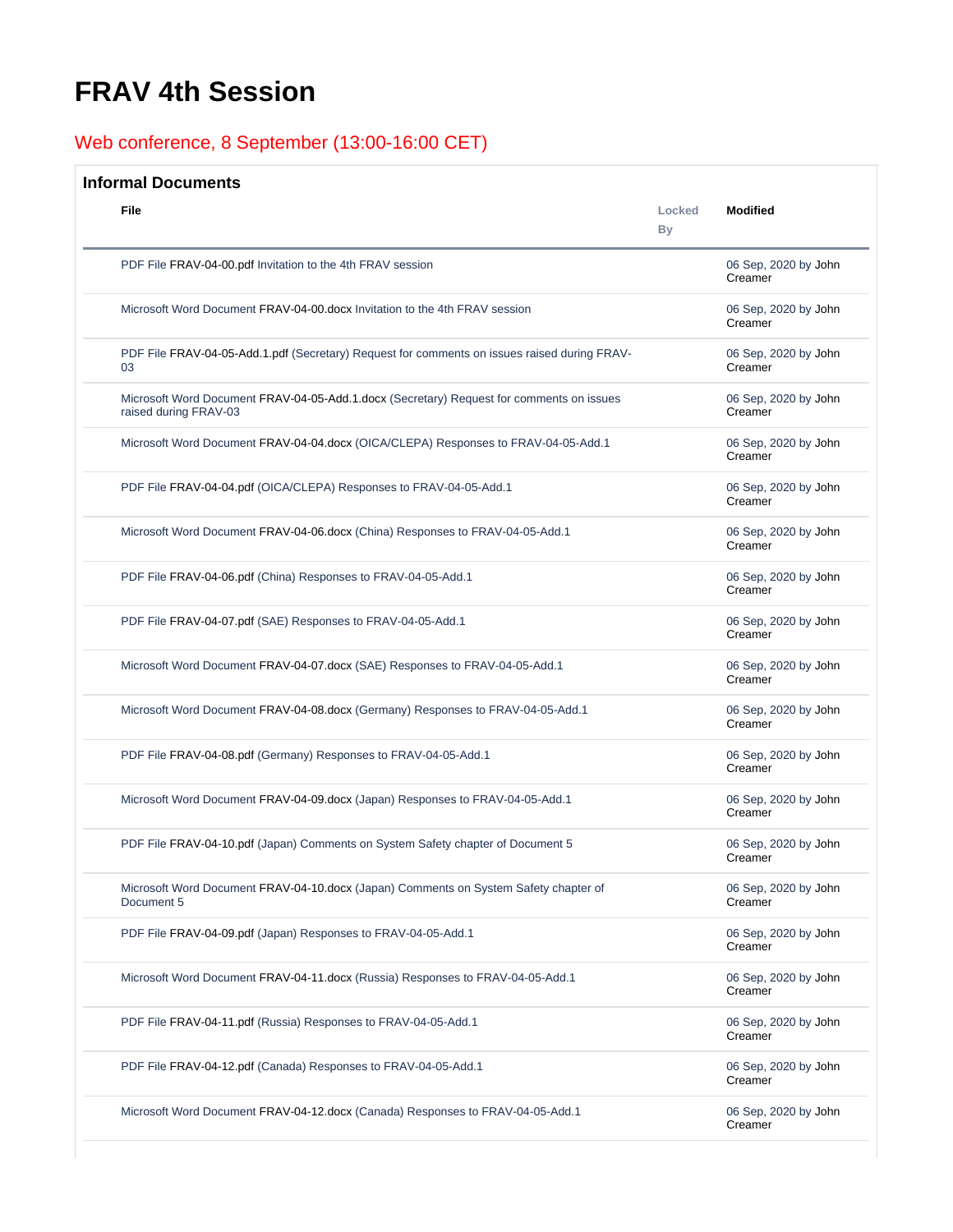# FRAV 4th Session

## Web conference, 8 September (13:00-16:00 CET)

### Informal Documents

| File | Locked By | Modified |
|---|---|---|
| PDF File FRAV-04-00.pdf Invitation to the 4th FRAV session | | 06 Sep, 2020 by John Creamer |
| Microsoft Word Document FRAV-04-00.docx Invitation to the 4th FRAV session | | 06 Sep, 2020 by John Creamer |
| PDF File FRAV-04-05-Add.1.pdf (Secretary) Request for comments on issues raised during FRAV-03 | | 06 Sep, 2020 by John Creamer |
| Microsoft Word Document FRAV-04-05-Add.1.docx (Secretary) Request for comments on issues raised during FRAV-03 | | 06 Sep, 2020 by John Creamer |
| Microsoft Word Document FRAV-04-04.docx (OICA/CLEPA) Responses to FRAV-04-05-Add.1 | | 06 Sep, 2020 by John Creamer |
| PDF File FRAV-04-04.pdf (OICA/CLEPA) Responses to FRAV-04-05-Add.1 | | 06 Sep, 2020 by John Creamer |
| Microsoft Word Document FRAV-04-06.docx (China) Responses to FRAV-04-05-Add.1 | | 06 Sep, 2020 by John Creamer |
| PDF File FRAV-04-06.pdf (China) Responses to FRAV-04-05-Add.1 | | 06 Sep, 2020 by John Creamer |
| PDF File FRAV-04-07.pdf (SAE) Responses to FRAV-04-05-Add.1 | | 06 Sep, 2020 by John Creamer |
| Microsoft Word Document FRAV-04-07.docx (SAE) Responses to FRAV-04-05-Add.1 | | 06 Sep, 2020 by John Creamer |
| Microsoft Word Document FRAV-04-08.docx (Germany) Responses to FRAV-04-05-Add.1 | | 06 Sep, 2020 by John Creamer |
| PDF File FRAV-04-08.pdf (Germany) Responses to FRAV-04-05-Add.1 | | 06 Sep, 2020 by John Creamer |
| Microsoft Word Document FRAV-04-09.docx (Japan) Responses to FRAV-04-05-Add.1 | | 06 Sep, 2020 by John Creamer |
| PDF File FRAV-04-10.pdf (Japan) Comments on System Safety chapter of Document 5 | | 06 Sep, 2020 by John Creamer |
| Microsoft Word Document FRAV-04-10.docx (Japan) Comments on System Safety chapter of Document 5 | | 06 Sep, 2020 by John Creamer |
| PDF File FRAV-04-09.pdf (Japan) Responses to FRAV-04-05-Add.1 | | 06 Sep, 2020 by John Creamer |
| Microsoft Word Document FRAV-04-11.docx (Russia) Responses to FRAV-04-05-Add.1 | | 06 Sep, 2020 by John Creamer |
| PDF File FRAV-04-11.pdf (Russia) Responses to FRAV-04-05-Add.1 | | 06 Sep, 2020 by John Creamer |
| PDF File FRAV-04-12.pdf (Canada) Responses to FRAV-04-05-Add.1 | | 06 Sep, 2020 by John Creamer |
| Microsoft Word Document FRAV-04-12.docx (Canada) Responses to FRAV-04-05-Add.1 | | 06 Sep, 2020 by John Creamer |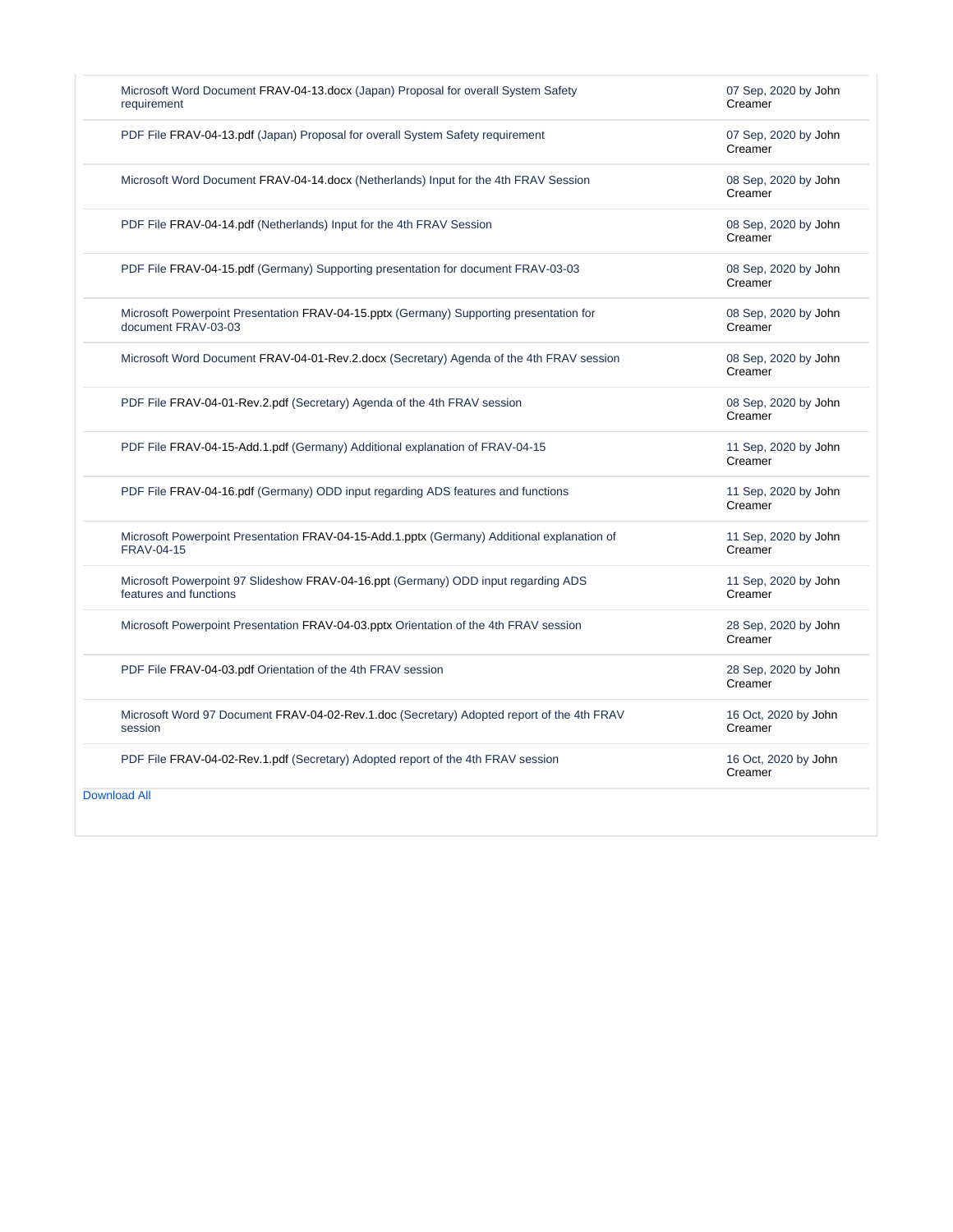| | |
| --- | --- |
| Microsoft Word Document FRAV-04-13.docx (Japan) Proposal for overall System Safety requirement | 07 Sep, 2020 by John Creamer |
| PDF File FRAV-04-13.pdf (Japan) Proposal for overall System Safety requirement | 07 Sep, 2020 by John Creamer |
| Microsoft Word Document FRAV-04-14.docx (Netherlands) Input for the 4th FRAV Session | 08 Sep, 2020 by John Creamer |
| PDF File FRAV-04-14.pdf (Netherlands) Input for the 4th FRAV Session | 08 Sep, 2020 by John Creamer |
| PDF File FRAV-04-15.pdf (Germany) Supporting presentation for document FRAV-03-03 | 08 Sep, 2020 by John Creamer |
| Microsoft Powerpoint Presentation FRAV-04-15.pptx (Germany) Supporting presentation for document FRAV-03-03 | 08 Sep, 2020 by John Creamer |
| Microsoft Word Document FRAV-04-01-Rev.2.docx (Secretary) Agenda of the 4th FRAV session | 08 Sep, 2020 by John Creamer |
| PDF File FRAV-04-01-Rev.2.pdf (Secretary) Agenda of the 4th FRAV session | 08 Sep, 2020 by John Creamer |
| PDF File FRAV-04-15-Add.1.pdf (Germany) Additional explanation of FRAV-04-15 | 11 Sep, 2020 by John Creamer |
| PDF File FRAV-04-16.pdf (Germany) ODD input regarding ADS features and functions | 11 Sep, 2020 by John Creamer |
| Microsoft Powerpoint Presentation FRAV-04-15-Add.1.pptx (Germany) Additional explanation of FRAV-04-15 | 11 Sep, 2020 by John Creamer |
| Microsoft Powerpoint 97 Slideshow FRAV-04-16.ppt (Germany) ODD input regarding ADS features and functions | 11 Sep, 2020 by John Creamer |
| Microsoft Powerpoint Presentation FRAV-04-03.pptx Orientation of the 4th FRAV session | 28 Sep, 2020 by John Creamer |
| PDF File FRAV-04-03.pdf Orientation of the 4th FRAV session | 28 Sep, 2020 by John Creamer |
| Microsoft Word 97 Document FRAV-04-02-Rev.1.doc (Secretary) Adopted report of the 4th FRAV session | 16 Oct, 2020 by John Creamer |
| PDF File FRAV-04-02-Rev.1.pdf (Secretary) Adopted report of the 4th FRAV session | 16 Oct, 2020 by John Creamer |

Download All